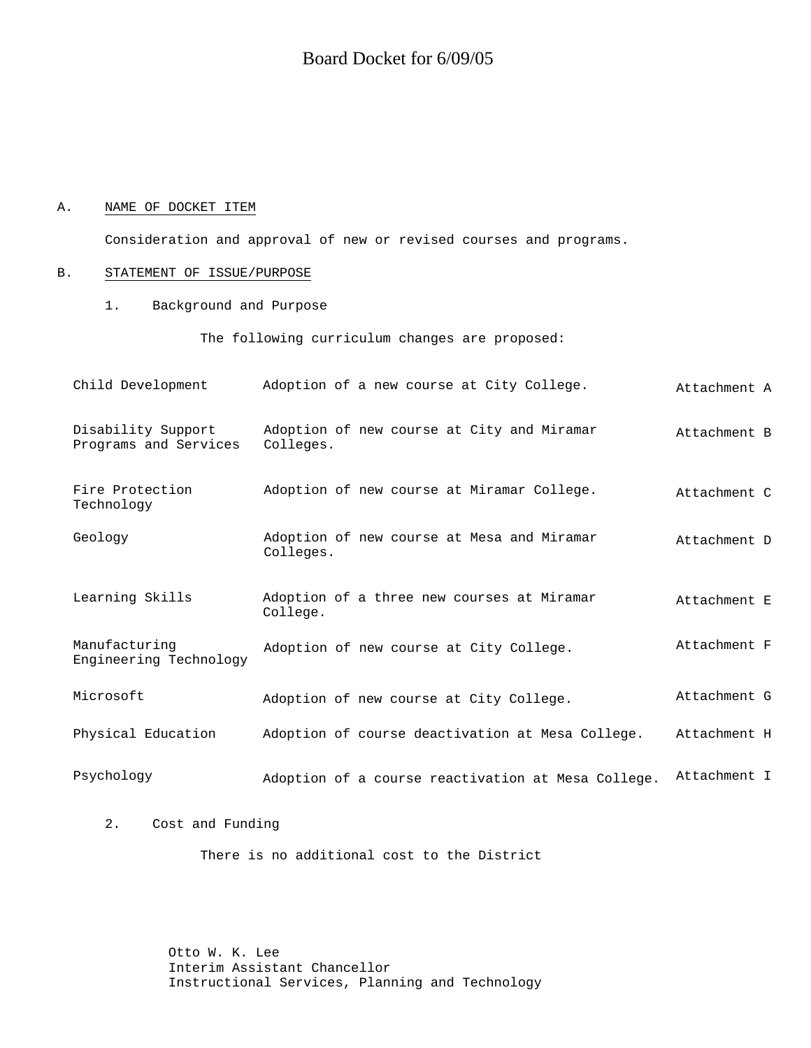# Board Docket for 6/09/05

A. NAME OF DOCKET ITEM

Consideration and approval of new or revised courses and programs.

B. STATEMENT OF ISSUE/PURPOSE

1. Background and Purpose

The following curriculum changes are proposed:

| | | |
|---|---|---|
| Child Development | Adoption of a new course at City College. | Attachment A |
| Disability Support Programs and Services | Adoption of new course at City and Miramar Colleges. | Attachment B |
| Fire Protection Technology | Adoption of new course at Miramar College. | Attachment C |
| Geology | Adoption of new course at Mesa and Miramar Colleges. | Attachment D |
| Learning Skills | Adoption of a three new courses at Miramar College. | Attachment E |
| Manufacturing Engineering Technology | Adoption of new course at City College. | Attachment F |
| Microsoft | Adoption of new course at City College. | Attachment G |
| Physical Education | Adoption of course deactivation at Mesa College. | Attachment H |
| Psychology | Adoption of a course reactivation at Mesa College. | Attachment I |

2. Cost and Funding

There is no additional cost to the District

Otto W. K. Lee
Interim Assistant Chancellor
Instructional Services, Planning and Technology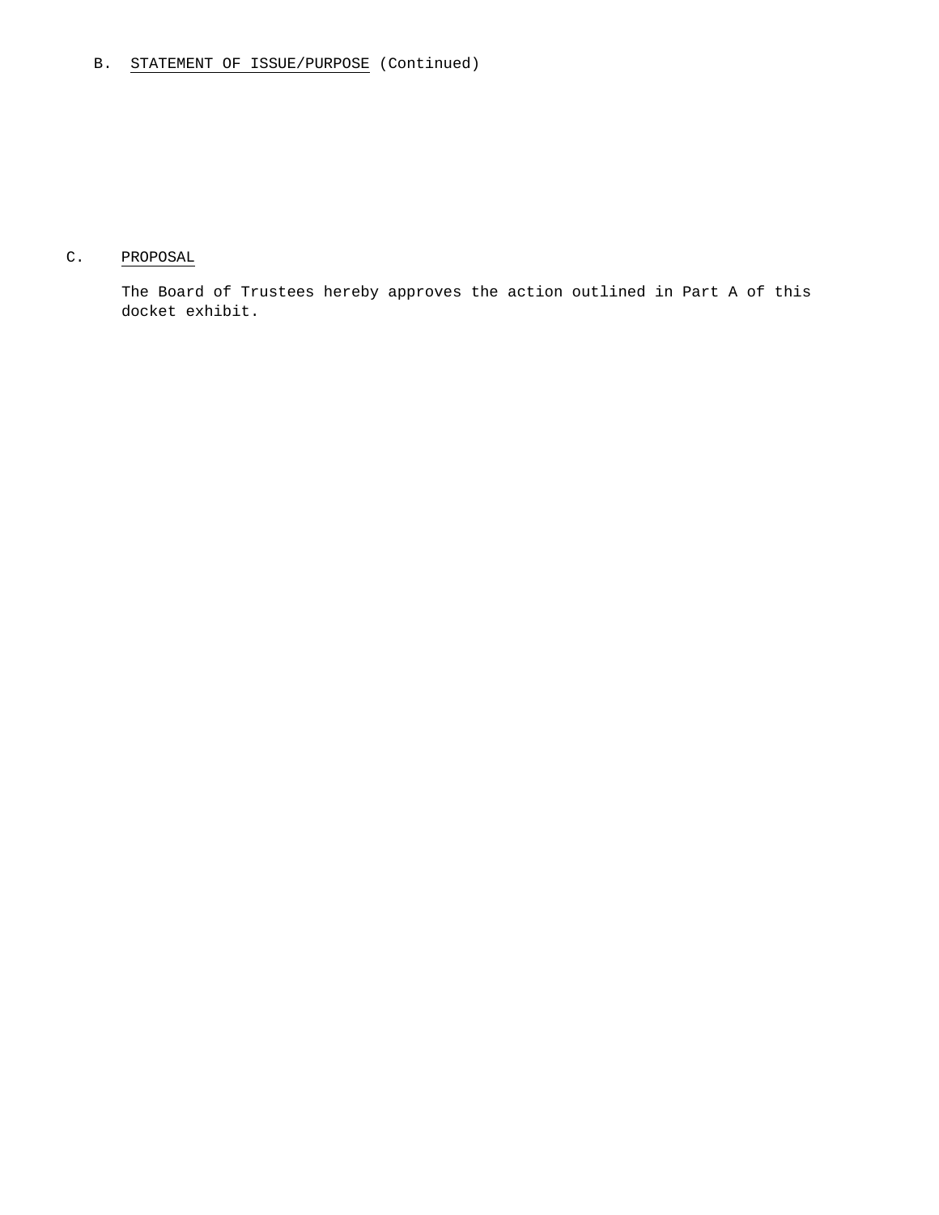B. STATEMENT OF ISSUE/PURPOSE (Continued)

C. PROPOSAL

The Board of Trustees hereby approves the action outlined in Part A of this docket exhibit.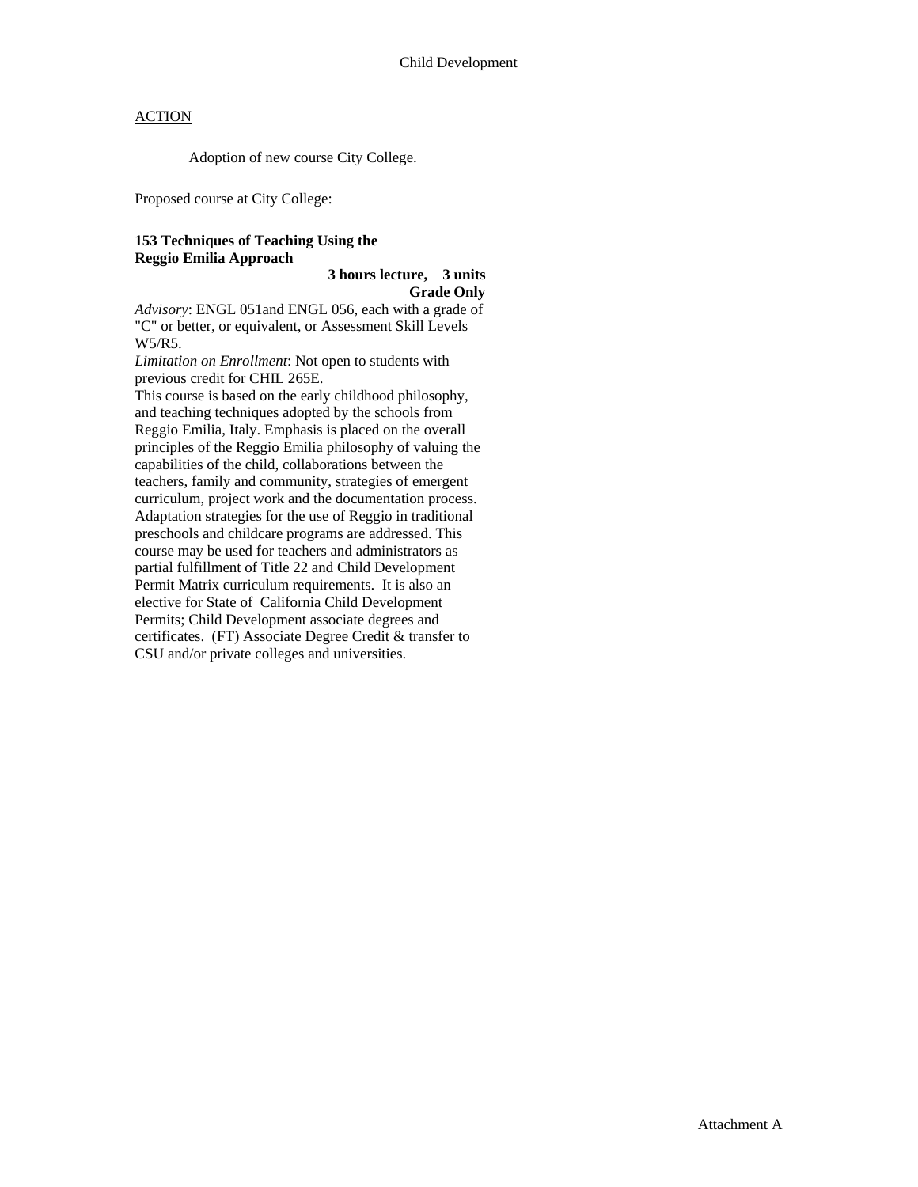Child Development

<u>ACTION</u>

Adoption of new course City College.

Proposed course at City College:

**153 Techniques of Teaching Using the Reggio Emilia Approach**

**3 hours lecture, 3 units**
**Grade Only**

*Advisory*: ENGL 051and ENGL 056, each with a grade of "C" or better, or equivalent, or Assessment Skill Levels W5/R5.

*Limitation on Enrollment*: Not open to students with previous credit for CHIL 265E.

This course is based on the early childhood philosophy, and teaching techniques adopted by the schools from Reggio Emilia, Italy. Emphasis is placed on the overall principles of the Reggio Emilia philosophy of valuing the capabilities of the child, collaborations between the teachers, family and community, strategies of emergent curriculum, project work and the documentation process. Adaptation strategies for the use of Reggio in traditional preschools and childcare programs are addressed. This course may be used for teachers and administrators as partial fulfillment of Title 22 and Child Development Permit Matrix curriculum requirements. It is also an elective for State of California Child Development Permits; Child Development associate degrees and certificates. (FT) Associate Degree Credit & transfer to CSU and/or private colleges and universities.

Attachment A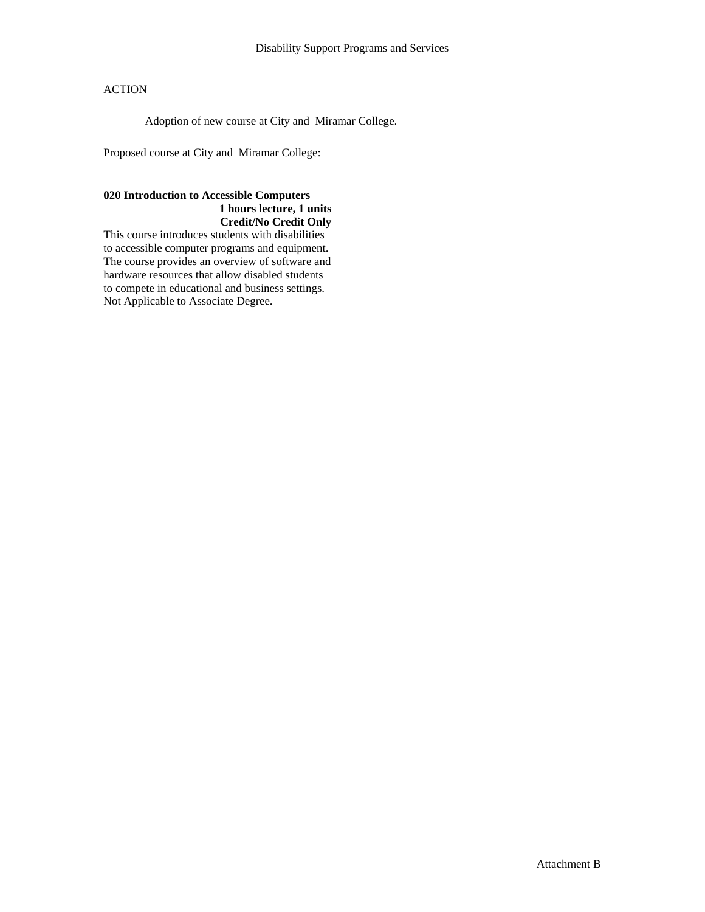Disability Support Programs and Services

<u>ACTION</u>

Adoption of new course at City and Miramar College.

Proposed course at City and Miramar College:

**020 Introduction to Accessible Computers**
**1 hours lecture, 1 units**
**Credit/No Credit Only**

This course introduces students with disabilities to accessible computer programs and equipment. The course provides an overview of software and hardware resources that allow disabled students to compete in educational and business settings. Not Applicable to Associate Degree.

Attachment B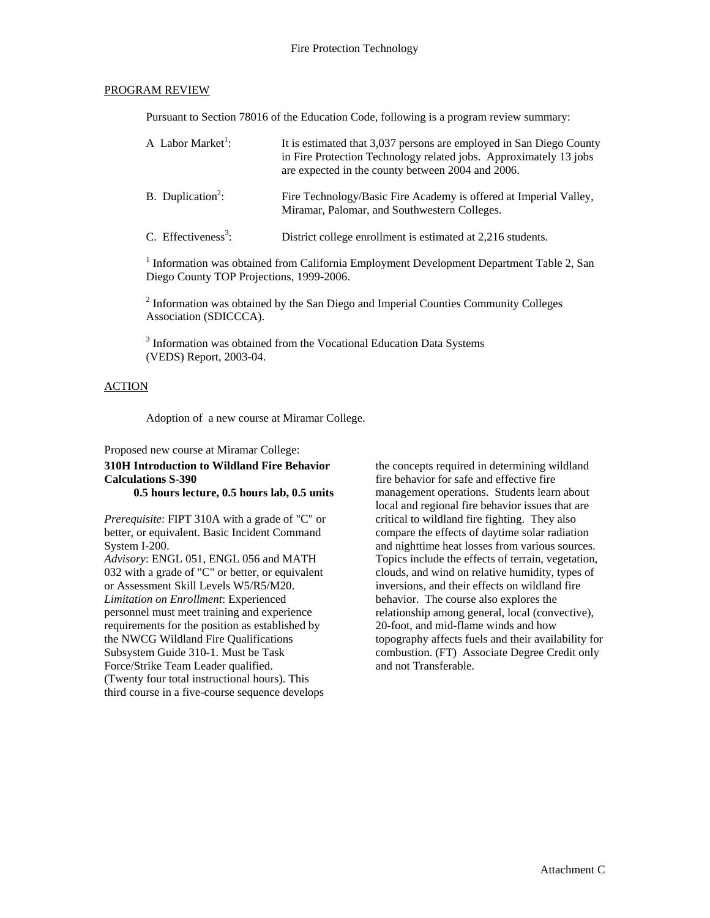Fire Protection Technology

PROGRAM REVIEW

Pursuant to Section 78016 of the Education Code, following is a program review summary:

| | |
|---|---|
| A Labor Market[1]: | It is estimated that 3,037 persons are employed in San Diego County in Fire Protection Technology related jobs. Approximately 13 jobs are expected in the county between 2004 and 2006. |
| B. Duplication[2]: | Fire Technology/Basic Fire Academy is offered at Imperial Valley, Miramar, Palomar, and Southwestern Colleges. |
| C. Effectiveness[3]: | District college enrollment is estimated at 2,216 students. |

[1] Information was obtained from California Employment Development Department Table 2, San Diego County TOP Projections, 1999-2006.

[2] Information was obtained by the San Diego and Imperial Counties Community Colleges Association (SDICCCA).

[3] Information was obtained from the Vocational Education Data Systems (VEDS) Report, 2003-04.

ACTION

Adoption of a new course at Miramar College.

Proposed new course at Miramar College:

**310H Introduction to Wildland Fire Behavior Calculations S-390**
**0.5 hours lecture, 0.5 hours lab, 0.5 units**

*Prerequisite*: FIPT 310A with a grade of "C" or better, or equivalent. Basic Incident Command System I-200.
*Advisory*: ENGL 051, ENGL 056 and MATH 032 with a grade of "C" or better, or equivalent or Assessment Skill Levels W5/R5/M20.
*Limitation on Enrollment*: Experienced personnel must meet training and experience requirements for the position as established by the NWCG Wildland Fire Qualifications Subsystem Guide 310-1. Must be Task Force/Strike Team Leader qualified.
(Twenty four total instructional hours). This third course in a five-course sequence develops the concepts required in determining wildland fire behavior for safe and effective fire management operations. Students learn about local and regional fire behavior issues that are critical to wildland fire fighting. They also compare the effects of daytime solar radiation and nighttime heat losses from various sources. Topics include the effects of terrain, vegetation, clouds, and wind on relative humidity, types of inversions, and their effects on wildland fire behavior. The course also explores the relationship among general, local (convective), 20-foot, and mid-flame winds and how topography affects fuels and their availability for combustion. (FT) Associate Degree Credit only and not Transferable.

Attachment C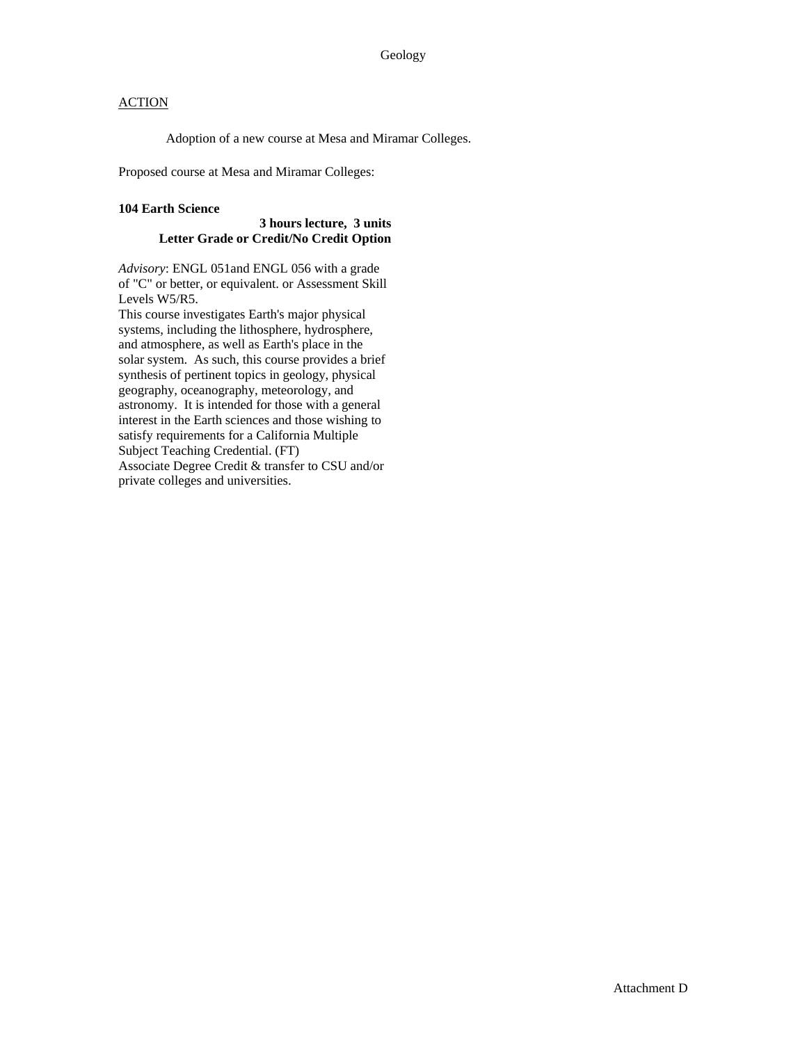Geology

ACTION

Adoption of a new course at Mesa and Miramar Colleges.

Proposed course at Mesa and Miramar Colleges:

**104 Earth Science**

**3 hours lecture, 3 units**
**Letter Grade or Credit/No Credit Option**

*Advisory*: ENGL 051and ENGL 056 with a grade of "C" or better, or equivalent. or Assessment Skill Levels W5/R5.
This course investigates Earth's major physical systems, including the lithosphere, hydrosphere, and atmosphere, as well as Earth's place in the solar system. As such, this course provides a brief synthesis of pertinent topics in geology, physical geography, oceanography, meteorology, and astronomy. It is intended for those with a general interest in the Earth sciences and those wishing to satisfy requirements for a California Multiple Subject Teaching Credential. (FT)
Associate Degree Credit & transfer to CSU and/or private colleges and universities.

Attachment D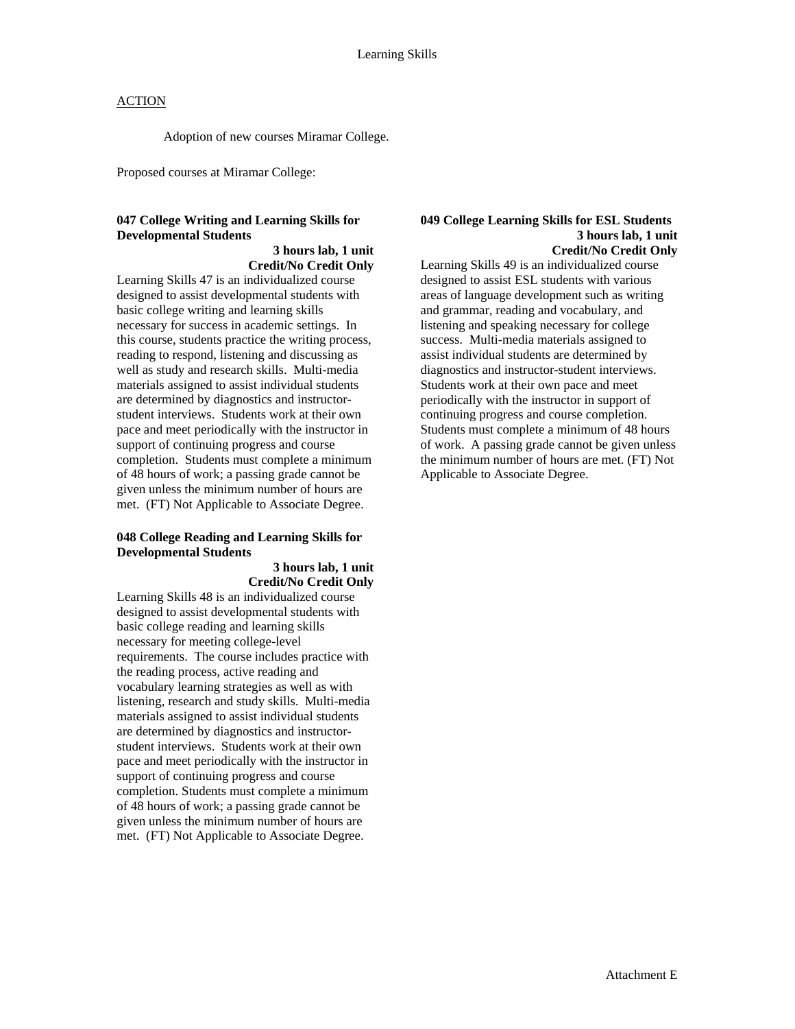# Learning Skills

ACTION

Adoption of new courses Miramar College.

Proposed courses at Miramar College:

**047 College Writing and Learning Skills for Developmental Students**
**3 hours lab, 1 unit**
**Credit/No Credit Only**

Learning Skills 47 is an individualized course designed to assist developmental students with basic college writing and learning skills necessary for success in academic settings. In this course, students practice the writing process, reading to respond, listening and discussing as well as study and research skills. Multi-media materials assigned to assist individual students are determined by diagnostics and instructor-student interviews. Students work at their own pace and meet periodically with the instructor in support of continuing progress and course completion. Students must complete a minimum of 48 hours of work; a passing grade cannot be given unless the minimum number of hours are met. (FT) Not Applicable to Associate Degree.

**048 College Reading and Learning Skills for Developmental Students**
**3 hours lab, 1 unit**
**Credit/No Credit Only**

Learning Skills 48 is an individualized course designed to assist developmental students with basic college reading and learning skills necessary for meeting college-level requirements. The course includes practice with the reading process, active reading and vocabulary learning strategies as well as with listening, research and study skills. Multi-media materials assigned to assist individual students are determined by diagnostics and instructor-student interviews. Students work at their own pace and meet periodically with the instructor in support of continuing progress and course completion. Students must complete a minimum of 48 hours of work; a passing grade cannot be given unless the minimum number of hours are met. (FT) Not Applicable to Associate Degree.

**049 College Learning Skills for ESL Students**
**3 hours lab, 1 unit**
**Credit/No Credit Only**

Learning Skills 49 is an individualized course designed to assist ESL students with various areas of language development such as writing and grammar, reading and vocabulary, and listening and speaking necessary for college success. Multi-media materials assigned to assist individual students are determined by diagnostics and instructor-student interviews. Students work at their own pace and meet periodically with the instructor in support of continuing progress and course completion. Students must complete a minimum of 48 hours of work. A passing grade cannot be given unless the minimum number of hours are met. (FT) Not Applicable to Associate Degree.

Attachment E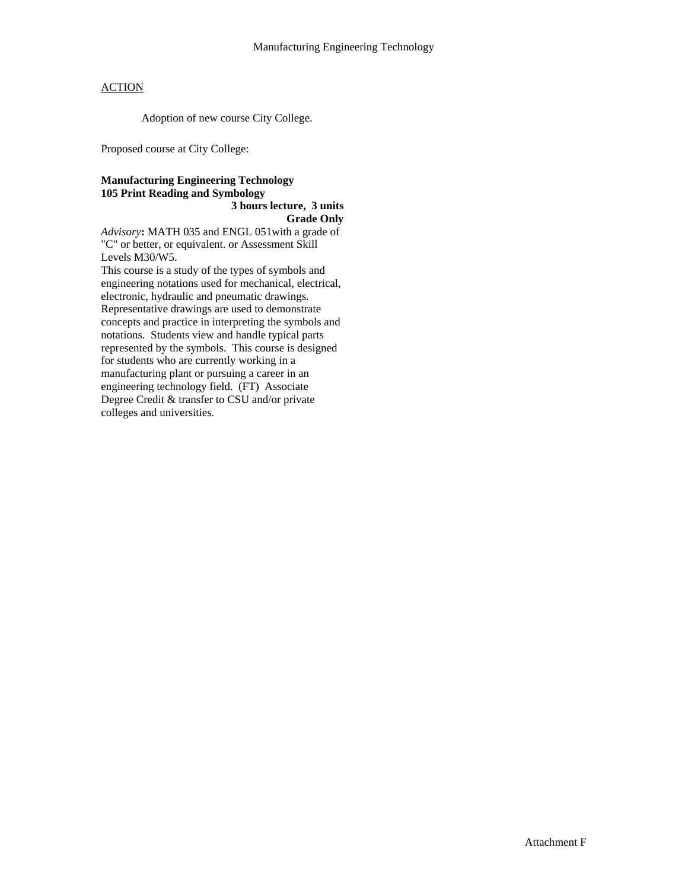Manufacturing Engineering Technology

ACTION

Adoption of new course City College.

Proposed course at City College:

**Manufacturing Engineering Technology**
**105 Print Reading and Symbology**

**3 hours lecture, 3 units**
**Grade Only**

*Advisory***:** MATH 035 and ENGL 051with a grade of "C" or better, or equivalent. or Assessment Skill Levels M30/W5.

This course is a study of the types of symbols and engineering notations used for mechanical, electrical, electronic, hydraulic and pneumatic drawings. Representative drawings are used to demonstrate concepts and practice in interpreting the symbols and notations. Students view and handle typical parts represented by the symbols. This course is designed for students who are currently working in a manufacturing plant or pursuing a career in an engineering technology field. (FT) Associate Degree Credit & transfer to CSU and/or private colleges and universities.

Attachment F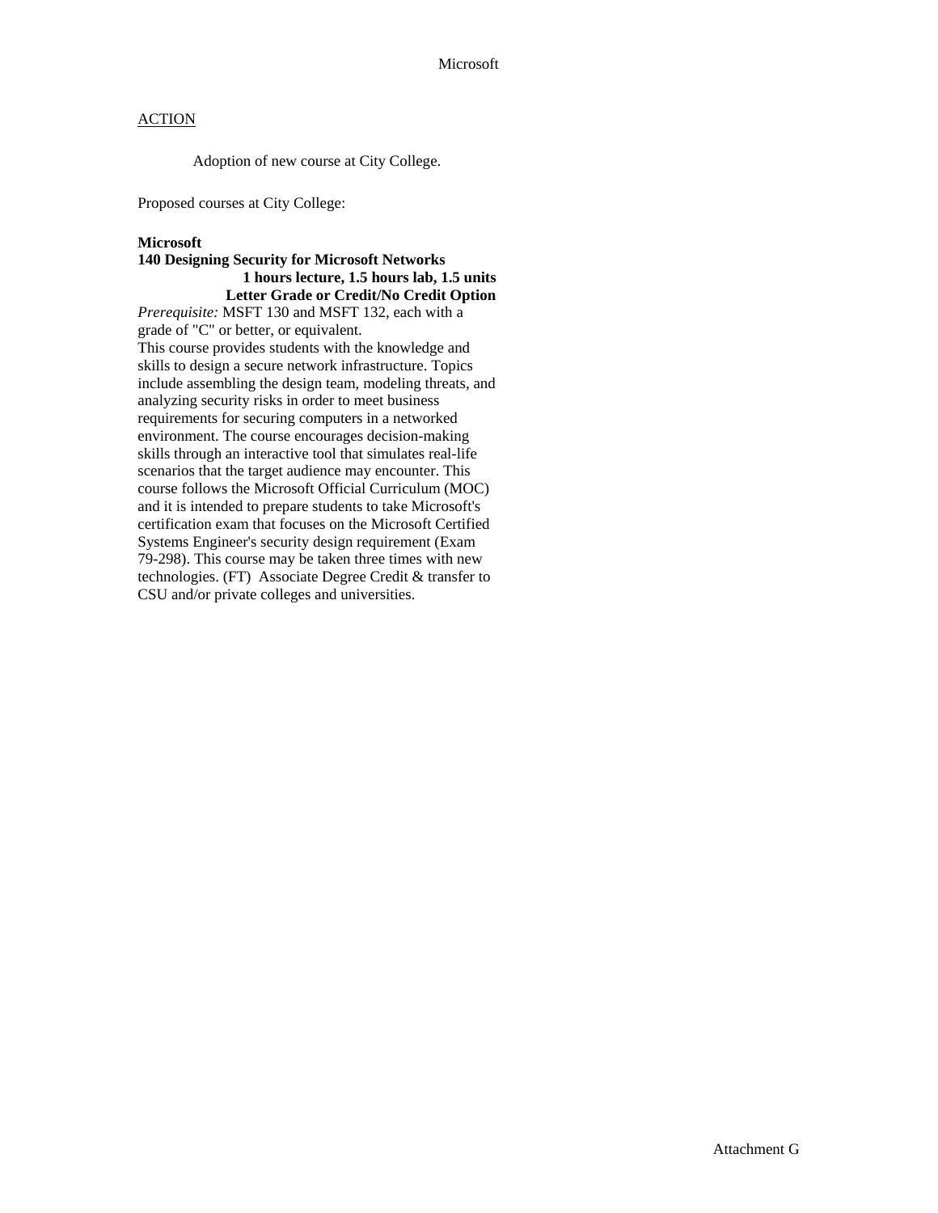ACTION

Adoption of new course at City College.

Proposed courses at City College:

**Microsoft**
**140 Designing Security for Microsoft Networks**
**1 hours lecture, 1.5 hours lab, 1.5 units**
**Letter Grade or Credit/No Credit Option**

*Prerequisite:* MSFT 130 and MSFT 132, each with a grade of "C" or better, or equivalent.
This course provides students with the knowledge and skills to design a secure network infrastructure. Topics include assembling the design team, modeling threats, and analyzing security risks in order to meet business requirements for securing computers in a networked environment. The course encourages decision-making skills through an interactive tool that simulates real-life scenarios that the target audience may encounter. This course follows the Microsoft Official Curriculum (MOC) and it is intended to prepare students to take Microsoft's certification exam that focuses on the Microsoft Certified Systems Engineer's security design requirement (Exam 79-298). This course may be taken three times with new technologies. (FT) Associate Degree Credit & transfer to CSU and/or private colleges and universities.

Attachment G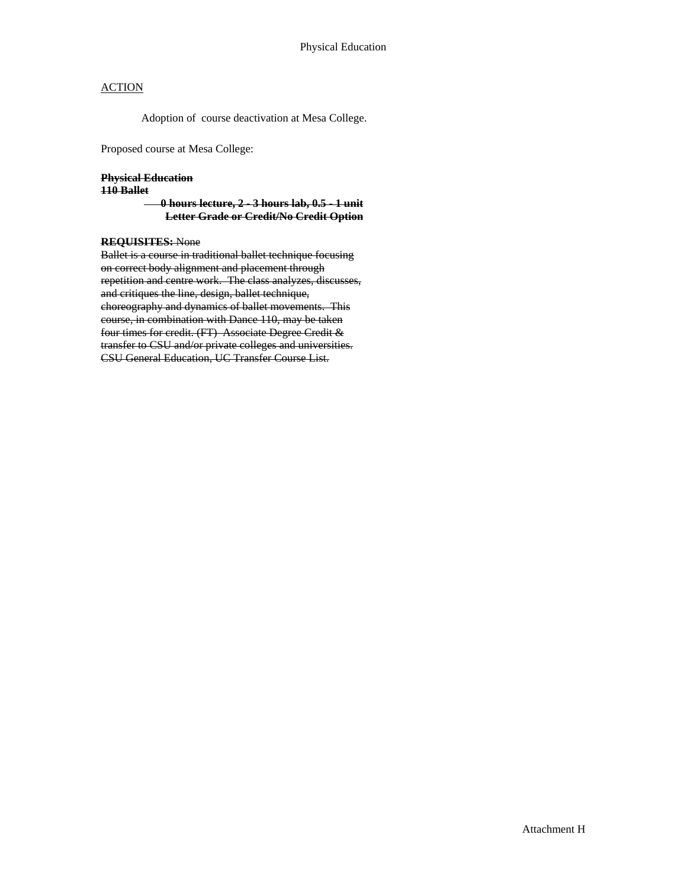ACTION

Adoption of course deactivation at Mesa College.

Proposed course at Mesa College:

~~**Physical Education**~~
~~**110 Ballet**~~

~~**0 hours lecture, 2 - 3 hours lab, 0.5 - 1 unit**~~
~~**Letter Grade or Credit/No Credit Option**~~

~~**REQUISITES:** None~~
~~Ballet is a course in traditional ballet technique focusing on correct body alignment and placement through repetition and centre work. The class analyzes, discusses, and critiques the line, design, ballet technique, choreography and dynamics of ballet movements. This course, in combination with Dance 110, may be taken four times for credit. (FT) Associate Degree Credit & transfer to CSU and/or private colleges and universities. CSU General Education, UC Transfer Course List.~~

Attachment H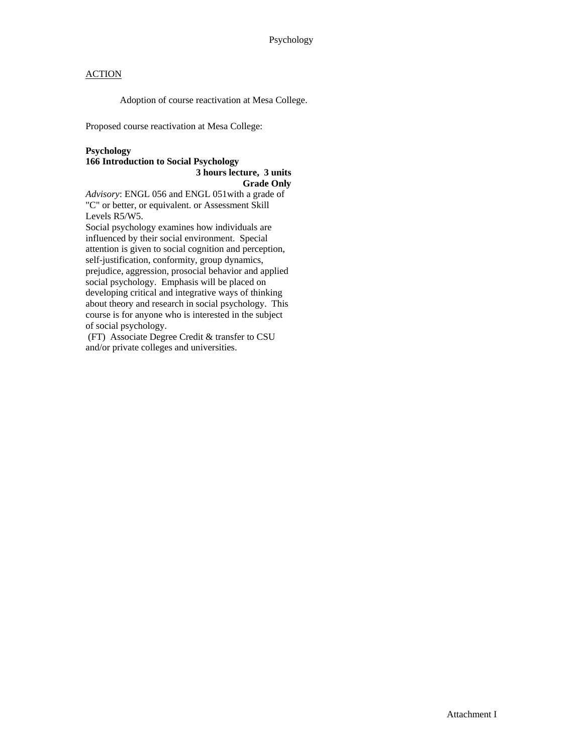Psychology

ACTION

Adoption of course reactivation at Mesa College.

Proposed course reactivation at Mesa College:

**Psychology**
**166 Introduction to Social Psychology**
**3 hours lecture, 3 units**
**Grade Only**

*Advisory*: ENGL 056 and ENGL 051with a grade of "C" or better, or equivalent. or Assessment Skill Levels R5/W5.

Social psychology examines how individuals are influenced by their social environment. Special attention is given to social cognition and perception, self-justification, conformity, group dynamics, prejudice, aggression, prosocial behavior and applied social psychology. Emphasis will be placed on developing critical and integrative ways of thinking about theory and research in social psychology. This course is for anyone who is interested in the subject of social psychology.

(FT) Associate Degree Credit & transfer to CSU and/or private colleges and universities.

Attachment I